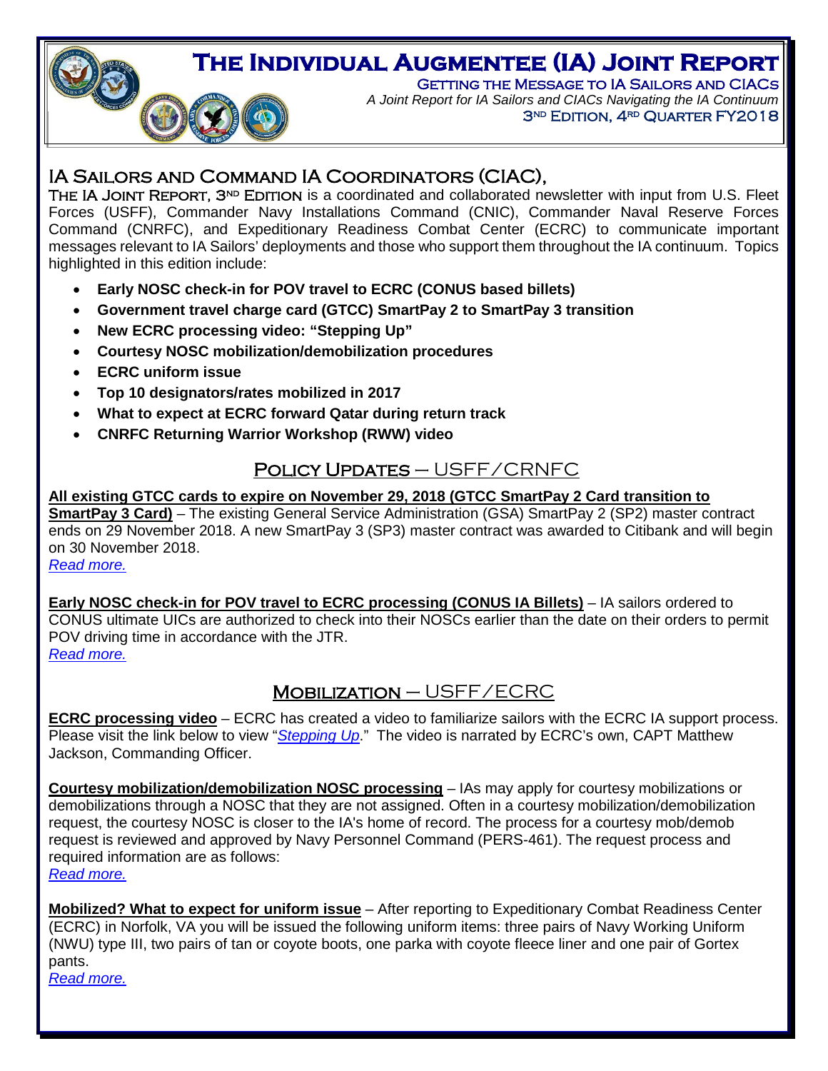# The Individual Augmentee (IA) Joint Report

**Getting the Message to IA Sailors and CIACs**

*A Joint Report for IA Sailors and CIACs Navigating the IA Continuum*

3ND Edition, 4RD Quarter FY2018

## IA Sailors and Command IA Coordinators (CIAC),

The IA Joint Report, 3ND Edition is a coordinated and collaborated newsletter with input from U.S. Fleet Forces (USFF), Commander Navy Installations Command (CNIC), Commander Naval Reserve Forces Command (CNRFC), and Expeditionary Readiness Combat Center (ECRC) to communicate important messages relevant to IA Sailors' deployments and those who support them throughout the IA continuum. Topics highlighted in this edition include:

- **Early NOSC check-in for POV travel to ECRC (CONUS based billets)**
- **Government travel charge card (GTCC) SmartPay 2 to SmartPay 3 transition**
- **New ECRC processing video: "Stepping Up"**
- **Courtesy NOSC mobilization/demobilization procedures**
- **ECRC uniform issue**
- **Top 10 designators/rates mobilized in 2017**
- **What to expect at ECRC forward Qatar during return track**
- **CNRFC Returning Warrior Workshop (RWW) video**

## Policy Updates – USFF/CRNFC

**All existing GTCC cards to expire on November 29, 2018 (GTCC SmartPay 2 Card transition to SmartPay 3 Card)** – The existing General Service Administration (GSA) SmartPay 2 (SP2) master contract ends on 29 November 2018. A new SmartPay 3 (SP3) master contract was awarded to Citibank and will begin on 30 November 2018.
*Read more.*

**Early NOSC check-in for POV travel to ECRC processing (CONUS IA Billets)** – IA sailors ordered to CONUS ultimate UICs are authorized to check into their NOSCs earlier than the date on their orders to permit POV driving time in accordance with the JTR.
*Read more.*

## Mobilization – USFF/ECRC

**ECRC processing video** – ECRC has created a video to familiarize sailors with the ECRC IA support process. Please visit the link below to view "*Stepping Up*." The video is narrated by ECRC's own, CAPT Matthew Jackson, Commanding Officer.

**Courtesy mobilization/demobilization NOSC processing** – IAs may apply for courtesy mobilizations or demobilizations through a NOSC that they are not assigned. Often in a courtesy mobilization/demobilization request, the courtesy NOSC is closer to the IA's home of record. The process for a courtesy mob/demob request is reviewed and approved by Navy Personnel Command (PERS-461). The request process and required information are as follows:
*Read more.*

**Mobilized? What to expect for uniform issue** – After reporting to Expeditionary Combat Readiness Center (ECRC) in Norfolk, VA you will be issued the following uniform items: three pairs of Navy Working Uniform (NWU) type III, two pairs of tan or coyote boots, one parka with coyote fleece liner and one pair of Gortex pants.
*Read more.*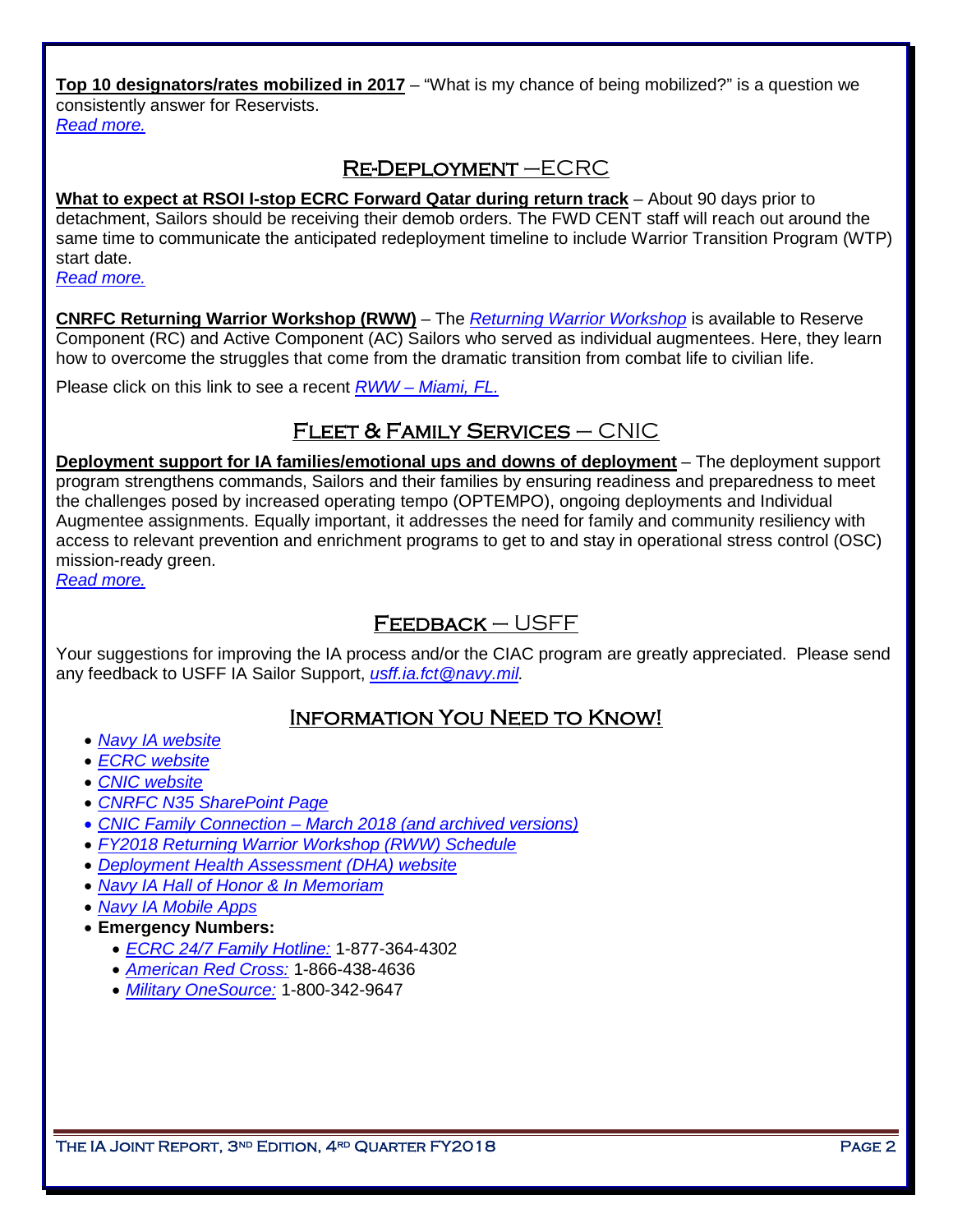**Top 10 designators/rates mobilized in 2017** – "What is my chance of being mobilized?" is a question we consistently answer for Reservists.
*Read more.*

## Re-Deployment –ECRC

**What to expect at RSOI I-stop ECRC Forward Qatar during return track** – About 90 days prior to detachment, Sailors should be receiving their demob orders. The FWD CENT staff will reach out around the same time to communicate the anticipated redeployment timeline to include Warrior Transition Program (WTP) start date.
*Read more.*

**CNRFC Returning Warrior Workshop (RWW)** – The *Returning Warrior Workshop* is available to Reserve Component (RC) and Active Component (AC) Sailors who served as individual augmentees. Here, they learn how to overcome the struggles that come from the dramatic transition from combat life to civilian life.

Please click on this link to see a recent *RWW – Miami, FL.*

## Fleet & Family Services – CNIC

**Deployment support for IA families/emotional ups and downs of deployment** – The deployment support program strengthens commands, Sailors and their families by ensuring readiness and preparedness to meet the challenges posed by increased operating tempo (OPTEMPO), ongoing deployments and Individual Augmentee assignments. Equally important, it addresses the need for family and community resiliency with access to relevant prevention and enrichment programs to get to and stay in operational stress control (OSC) mission-ready green.
*Read more.*

## Feedback – USFF

Your suggestions for improving the IA process and/or the CIAC program are greatly appreciated. Please send any feedback to USFF IA Sailor Support, *usff.ia.fct@navy.mil.*

## Information You Need to Know!

- *Navy IA website*
- *ECRC website*
- *CNIC website*
- *CNRFC N35 SharePoint Page*
- *CNIC Family Connection – March 2018 (and archived versions)*
- *FY2018 Returning Warrior Workshop (RWW) Schedule*
- *Deployment Health Assessment (DHA) website*
- *Navy IA Hall of Honor & In Memoriam*
- *Navy IA Mobile Apps*
- **Emergency Numbers:**
  - *ECRC 24/7 Family Hotline:* 1-877-364-4302
  - *American Red Cross:* 1-866-438-4636
  - *Military OneSource:* 1-800-342-9647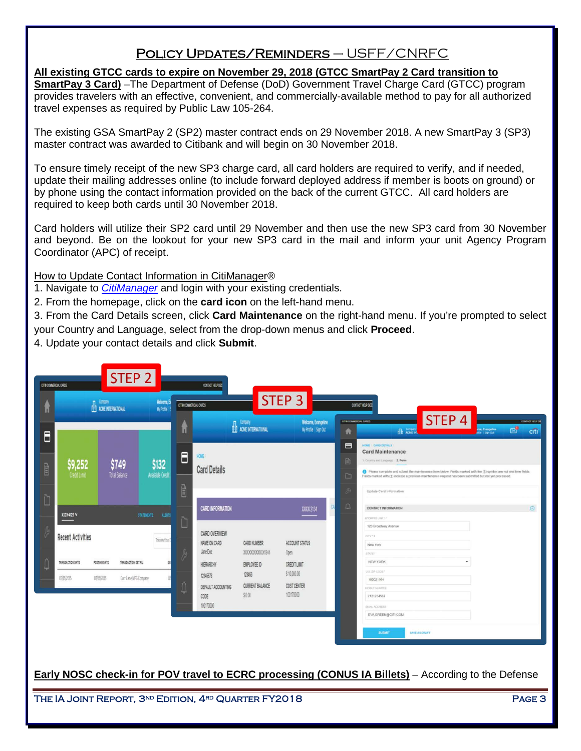## Policy Updates/Reminders – USFF/CNRFC

**All existing GTCC cards to expire on November 29, 2018 (GTCC SmartPay 2 Card transition to SmartPay 3 Card)** –The Department of Defense (DoD) Government Travel Charge Card (GTCC) program provides travelers with an effective, convenient, and commercially-available method to pay for all authorized travel expenses as required by Public Law 105-264.

The existing GSA SmartPay 2 (SP2) master contract ends on 29 November 2018. A new SmartPay 3 (SP3) master contract was awarded to Citibank and will begin on 30 November 2018.

To ensure timely receipt of the new SP3 charge card, all card holders are required to verify, and if needed, update their mailing addresses online (to include forward deployed address if member is boots on ground) or by phone using the contact information provided on the back of the current GTCC. All card holders are required to keep both cards until 30 November 2018.

Card holders will utilize their SP2 card until 29 November and then use the new SP3 card from 30 November and beyond. Be on the lookout for your new SP3 card in the mail and inform your unit Agency Program Coordinator (APC) of receipt.

How to Update Contact Information in CitiManager®

1. Navigate to *CitiManager* and login with your existing credentials.
2. From the homepage, click on the **card icon** on the left-hand menu.
3. From the Card Details screen, click **Card Maintenance** on the right-hand menu. If you're prompted to select your Country and Language, select from the drop-down menus and click **Proceed**.
4. Update your contact details and click **Submit**.

**Early NOSC check-in for POV travel to ECRC processing (CONUS IA Billets)** – According to the Defense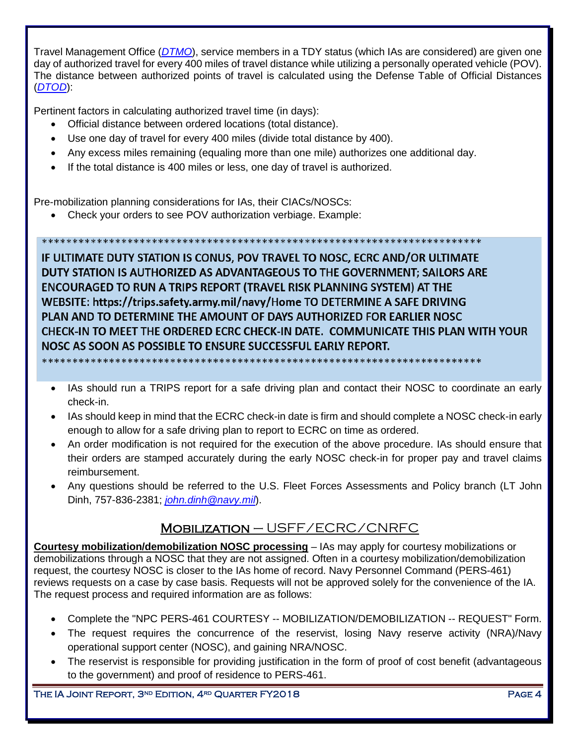Travel Management Office (*[DTMO](#)*), service members in a TDY status (which IAs are considered) are given one day of authorized travel for every 400 miles of travel distance while utilizing a personally operated vehicle (POV). The distance between authorized points of travel is calculated using the Defense Table of Official Distances (*[DTOD](#)*):

Pertinent factors in calculating authorized travel time (in days):

- Official distance between ordered locations (total distance).
- Use one day of travel for every 400 miles (divide total distance by 400).
- Any excess miles remaining (equaling more than one mile) authorizes one additional day.
- If the total distance is 400 miles or less, one day of travel is authorized.

Pre-mobilization planning considerations for IAs, their CIACs/NOSCs:

- Check your orders to see POV authorization verbiage. Example:

> ************************************************************************
>
> **IF ULTIMATE DUTY STATION IS CONUS, POV TRAVEL TO NOSC, ECRC AND/OR ULTIMATE DUTY STATION IS AUTHORIZED AS ADVANTAGEOUS TO THE GOVERNMENT; SAILORS ARE ENCOURAGED TO RUN A TRIPS REPORT (TRAVEL RISK PLANNING SYSTEM) AT THE WEBSITE: https://trips.safety.army.mil/navy/Home TO DETERMINE A SAFE DRIVING PLAN AND TO DETERMINE THE AMOUNT OF DAYS AUTHORIZED FOR EARLIER NOSC CHECK-IN TO MEET THE ORDERED ECRC CHECK-IN DATE. COMMUNICATE THIS PLAN WITH YOUR NOSC AS SOON AS POSSIBLE TO ENSURE SUCCESSFUL EARLY REPORT.**
>
> ************************************************************************

- IAs should run a TRIPS report for a safe driving plan and contact their NOSC to coordinate an early check-in.
- IAs should keep in mind that the ECRC check-in date is firm and should complete a NOSC check-in early enough to allow for a safe driving plan to report to ECRC on time as ordered.
- An order modification is not required for the execution of the above procedure. IAs should ensure that their orders are stamped accurately during the early NOSC check-in for proper pay and travel claims reimbursement.
- Any questions should be referred to the U.S. Fleet Forces Assessments and Policy branch (LT John Dinh, 757-836-2381; *john.dinh@navy.mil*).

## Mobilization – USFF/ECRC/CNRFC

**Courtesy mobilization/demobilization NOSC processing** – IAs may apply for courtesy mobilizations or demobilizations through a NOSC that they are not assigned. Often in a courtesy mobilization/demobilization request, the courtesy NOSC is closer to the IAs home of record. Navy Personnel Command (PERS-461) reviews requests on a case by case basis. Requests will not be approved solely for the convenience of the IA. The request process and required information are as follows:

- Complete the "NPC PERS-461 COURTESY -- MOBILIZATION/DEMOBILIZATION -- REQUEST" Form.
- The request requires the concurrence of the reservist, losing Navy reserve activity (NRA)/Navy operational support center (NOSC), and gaining NRA/NOSC.
- The reservist is responsible for providing justification in the form of proof of cost benefit (advantageous to the government) and proof of residence to PERS-461.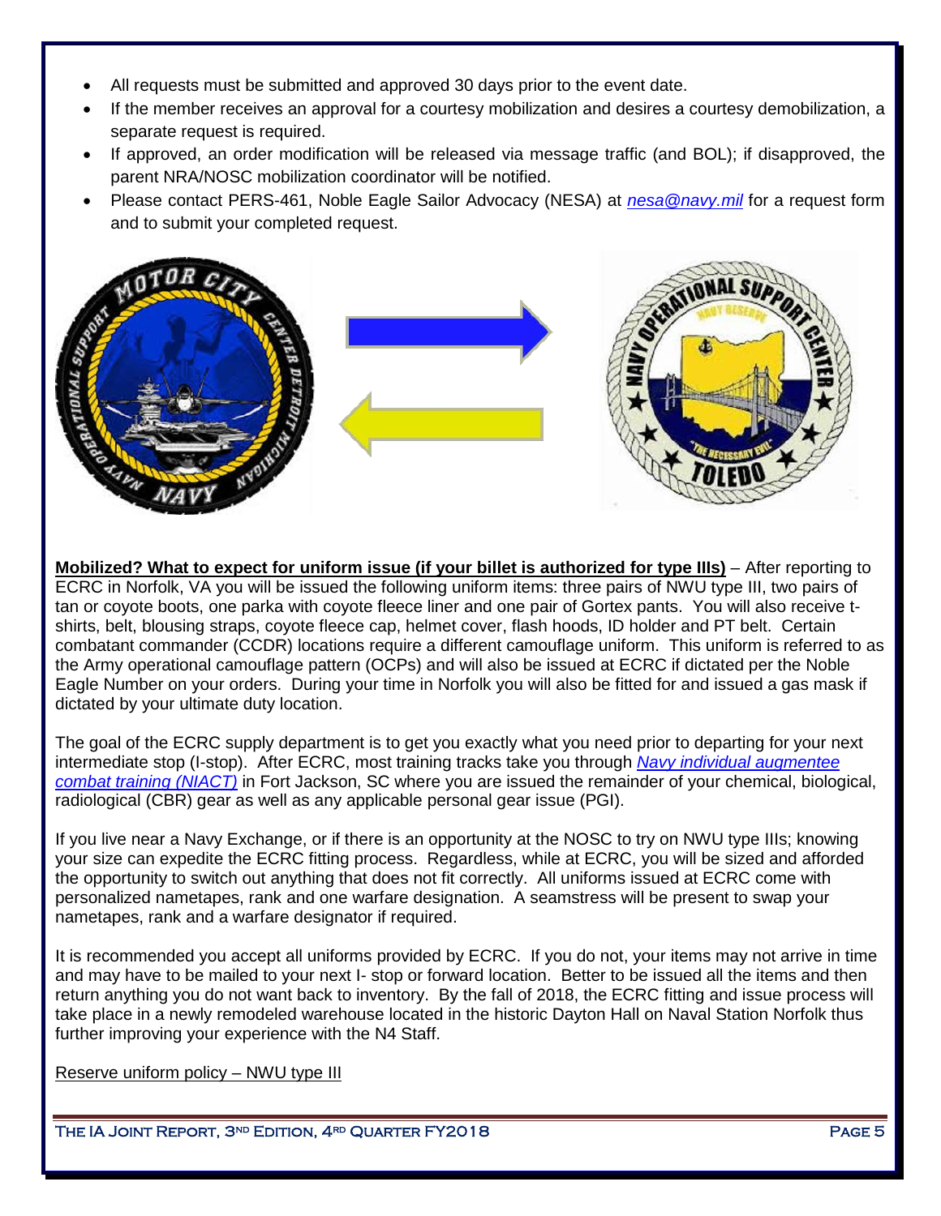- All requests must be submitted and approved 30 days prior to the event date.
- If the member receives an approval for a courtesy mobilization and desires a courtesy demobilization, a separate request is required.
- If approved, an order modification will be released via message traffic (and BOL); if disapproved, the parent NRA/NOSC mobilization coordinator will be notified.
- Please contact PERS-461, Noble Eagle Sailor Advocacy (NESA) at *nesa@navy.mil* for a request form and to submit your completed request.

**Mobilized? What to expect for uniform issue (if your billet is authorized for type IIIs)** – After reporting to ECRC in Norfolk, VA you will be issued the following uniform items: three pairs of NWU type III, two pairs of tan or coyote boots, one parka with coyote fleece liner and one pair of Gortex pants. You will also receive t-shirts, belt, blousing straps, coyote fleece cap, helmet cover, flash hoods, ID holder and PT belt. Certain combatant commander (CCDR) locations require a different camouflage uniform. This uniform is referred to as the Army operational camouflage pattern (OCPs) and will also be issued at ECRC if dictated per the Noble Eagle Number on your orders. During your time in Norfolk you will also be fitted for and issued a gas mask if dictated by your ultimate duty location.

The goal of the ECRC supply department is to get you exactly what you need prior to departing for your next intermediate stop (I-stop). After ECRC, most training tracks take you through *Navy individual augmentee combat training (NIACT)* in Fort Jackson, SC where you are issued the remainder of your chemical, biological, radiological (CBR) gear as well as any applicable personal gear issue (PGI).

If you live near a Navy Exchange, or if there is an opportunity at the NOSC to try on NWU type IIIs; knowing your size can expedite the ECRC fitting process. Regardless, while at ECRC, you will be sized and afforded the opportunity to switch out anything that does not fit correctly. All uniforms issued at ECRC come with personalized nametapes, rank and one warfare designation. A seamstress will be present to swap your nametapes, rank and a warfare designator if required.

It is recommended you accept all uniforms provided by ECRC. If you do not, your items may not arrive in time and may have to be mailed to your next I- stop or forward location. Better to be issued all the items and then return anything you do not want back to inventory. By the fall of 2018, the ECRC fitting and issue process will take place in a newly remodeled warehouse located in the historic Dayton Hall on Naval Station Norfolk thus further improving your experience with the N4 Staff.

Reserve uniform policy – NWU type III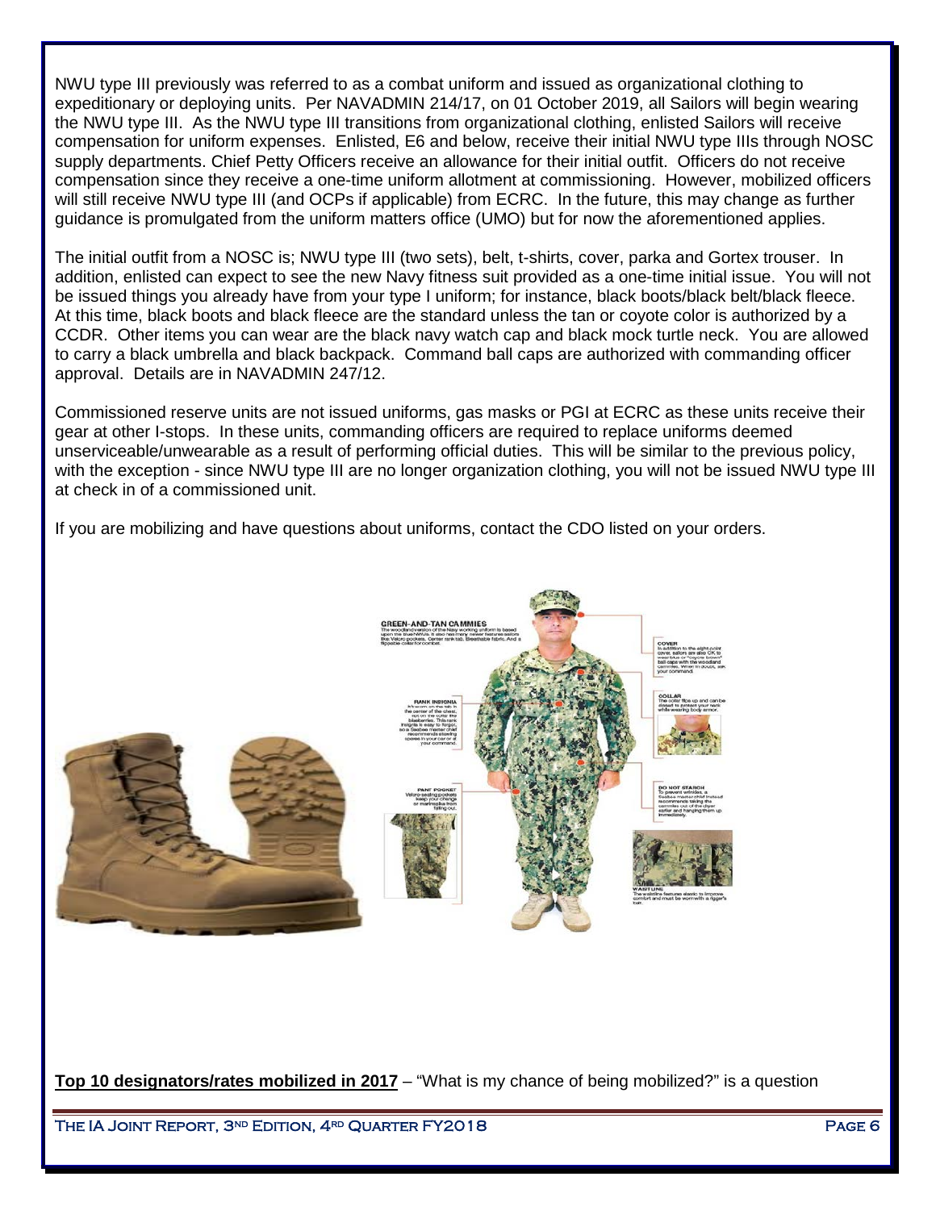NWU type III previously was referred to as a combat uniform and issued as organizational clothing to expeditionary or deploying units. Per NAVADMIN 214/17, on 01 October 2019, all Sailors will begin wearing the NWU type III. As the NWU type III transitions from organizational clothing, enlisted Sailors will receive compensation for uniform expenses. Enlisted, E6 and below, receive their initial NWU type IIIs through NOSC supply departments. Chief Petty Officers receive an allowance for their initial outfit. Officers do not receive compensation since they receive a one-time uniform allotment at commissioning. However, mobilized officers will still receive NWU type III (and OCPs if applicable) from ECRC. In the future, this may change as further guidance is promulgated from the uniform matters office (UMO) but for now the aforementioned applies.

The initial outfit from a NOSC is; NWU type III (two sets), belt, t-shirts, cover, parka and Gortex trouser. In addition, enlisted can expect to see the new Navy fitness suit provided as a one-time initial issue. You will not be issued things you already have from your type I uniform; for instance, black boots/black belt/black fleece. At this time, black boots and black fleece are the standard unless the tan or coyote color is authorized by a CCDR. Other items you can wear are the black navy watch cap and black mock turtle neck. You are allowed to carry a black umbrella and black backpack. Command ball caps are authorized with commanding officer approval. Details are in NAVADMIN 247/12.

Commissioned reserve units are not issued uniforms, gas masks or PGI at ECRC as these units receive their gear at other I-stops. In these units, commanding officers are required to replace uniforms deemed unserviceable/unwearable as a result of performing official duties. This will be similar to the previous policy, with the exception - since NWU type III are no longer organization clothing, you will not be issued NWU type III at check in of a commissioned unit.

If you are mobilizing and have questions about uniforms, contact the CDO listed on your orders.

**Top 10 designators/rates mobilized in 2017** – "What is my chance of being mobilized?" is a question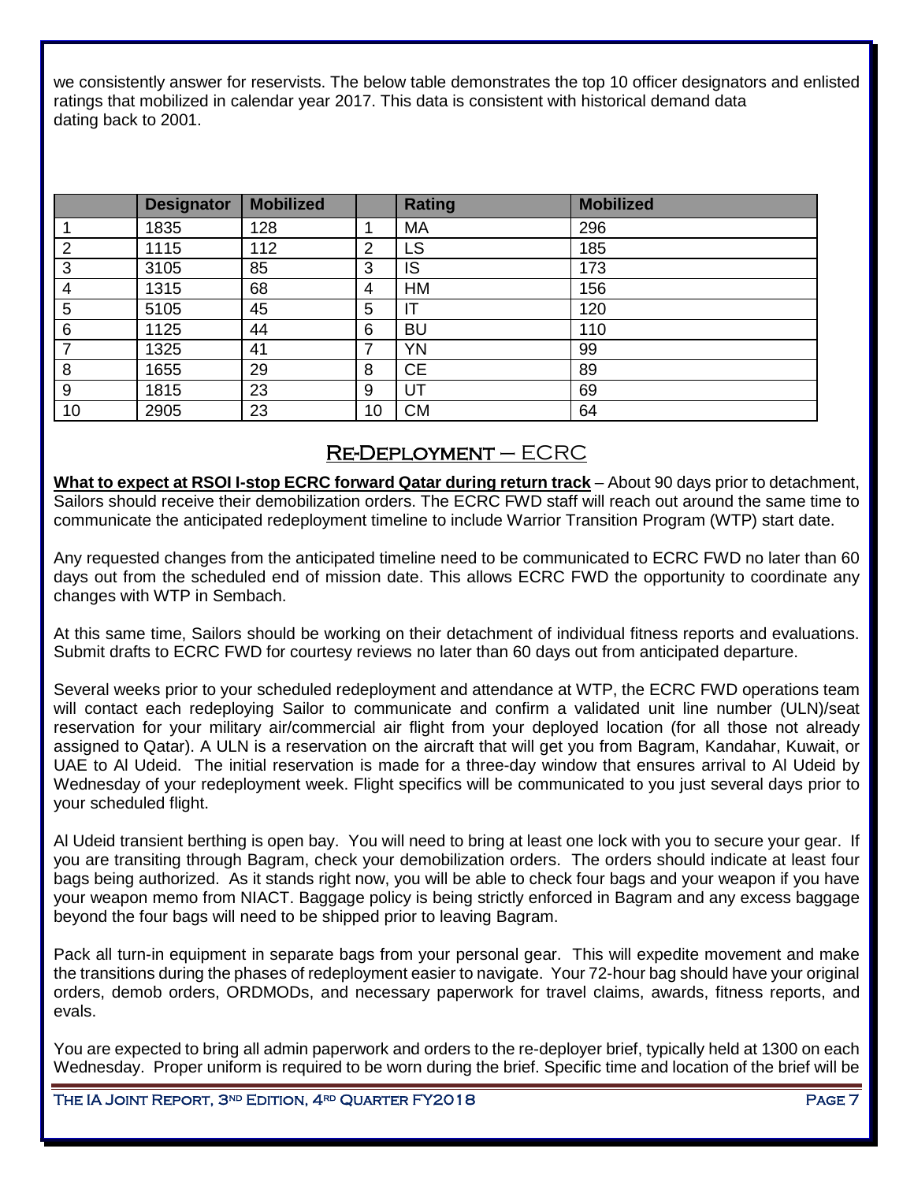we consistently answer for reservists. The below table demonstrates the top 10 officer designators and enlisted ratings that mobilized in calendar year 2017. This data is consistent with historical demand data dating back to 2001.

| | Designator | Mobilized | | Rating | Mobilized |
|---|---|---|---|---|---|
| 1 | 1835 | 128 | 1 | MA | 296 |
| 2 | 1115 | 112 | 2 | LS | 185 |
| 3 | 3105 | 85 | 3 | IS | 173 |
| 4 | 1315 | 68 | 4 | HM | 156 |
| 5 | 5105 | 45 | 5 | IT | 120 |
| 6 | 1125 | 44 | 6 | BU | 110 |
| 7 | 1325 | 41 | 7 | YN | 99 |
| 8 | 1655 | 29 | 8 | CE | 89 |
| 9 | 1815 | 23 | 9 | UT | 69 |
| 10 | 2905 | 23 | 10 | CM | 64 |

## Re-Deployment – ECRC

**What to expect at RSOI I-stop ECRC forward Qatar during return track** – About 90 days prior to detachment, Sailors should receive their demobilization orders. The ECRC FWD staff will reach out around the same time to communicate the anticipated redeployment timeline to include Warrior Transition Program (WTP) start date.

Any requested changes from the anticipated timeline need to be communicated to ECRC FWD no later than 60 days out from the scheduled end of mission date. This allows ECRC FWD the opportunity to coordinate any changes with WTP in Sembach.

At this same time, Sailors should be working on their detachment of individual fitness reports and evaluations. Submit drafts to ECRC FWD for courtesy reviews no later than 60 days out from anticipated departure.

Several weeks prior to your scheduled redeployment and attendance at WTP, the ECRC FWD operations team will contact each redeploying Sailor to communicate and confirm a validated unit line number (ULN)/seat reservation for your military air/commercial air flight from your deployed location (for all those not already assigned to Qatar). A ULN is a reservation on the aircraft that will get you from Bagram, Kandahar, Kuwait, or UAE to Al Udeid. The initial reservation is made for a three-day window that ensures arrival to Al Udeid by Wednesday of your redeployment week. Flight specifics will be communicated to you just several days prior to your scheduled flight.

Al Udeid transient berthing is open bay. You will need to bring at least one lock with you to secure your gear. If you are transiting through Bagram, check your demobilization orders. The orders should indicate at least four bags being authorized. As it stands right now, you will be able to check four bags and your weapon if you have your weapon memo from NIACT. Baggage policy is being strictly enforced in Bagram and any excess baggage beyond the four bags will need to be shipped prior to leaving Bagram.

Pack all turn-in equipment in separate bags from your personal gear. This will expedite movement and make the transitions during the phases of redeployment easier to navigate. Your 72-hour bag should have your original orders, demob orders, ORDMODs, and necessary paperwork for travel claims, awards, fitness reports, and evals.

You are expected to bring all admin paperwork and orders to the re-deployer brief, typically held at 1300 on each Wednesday. Proper uniform is required to be worn during the brief. Specific time and location of the brief will be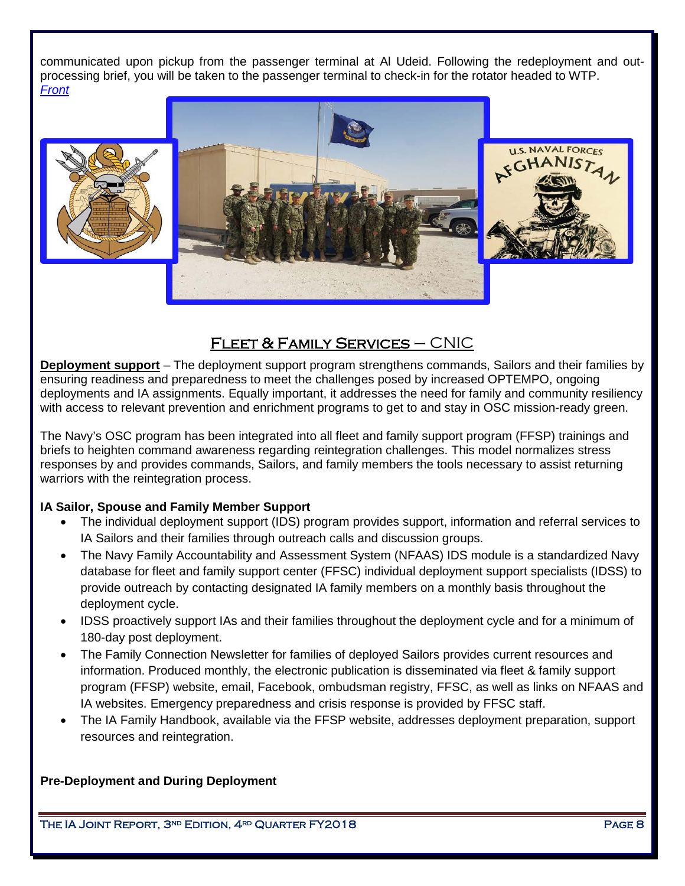communicated upon pickup from the passenger terminal at Al Udeid. Following the redeployment and out-processing brief, you will be taken to the passenger terminal to check-in for the rotator headed to WTP.

*Front*

## Fleet & Family Services – CNIC

**Deployment support** – The deployment support program strengthens commands, Sailors and their families by ensuring readiness and preparedness to meet the challenges posed by increased OPTEMPO, ongoing deployments and IA assignments. Equally important, it addresses the need for family and community resiliency with access to relevant prevention and enrichment programs to get to and stay in OSC mission-ready green.

The Navy's OSC program has been integrated into all fleet and family support program (FFSP) trainings and briefs to heighten command awareness regarding reintegration challenges. This model normalizes stress responses by and provides commands, Sailors, and family members the tools necessary to assist returning warriors with the reintegration process.

**IA Sailor, Spouse and Family Member Support**

- The individual deployment support (IDS) program provides support, information and referral services to IA Sailors and their families through outreach calls and discussion groups.
- The Navy Family Accountability and Assessment System (NFAAS) IDS module is a standardized Navy database for fleet and family support center (FFSC) individual deployment support specialists (IDSS) to provide outreach by contacting designated IA family members on a monthly basis throughout the deployment cycle.
- IDSS proactively support IAs and their families throughout the deployment cycle and for a minimum of 180-day post deployment.
- The Family Connection Newsletter for families of deployed Sailors provides current resources and information. Produced monthly, the electronic publication is disseminated via fleet & family support program (FFSP) website, email, Facebook, ombudsman registry, FFSC, as well as links on NFAAS and IA websites. Emergency preparedness and crisis response is provided by FFSC staff.
- The IA Family Handbook, available via the FFSP website, addresses deployment preparation, support resources and reintegration.

**Pre-Deployment and During Deployment**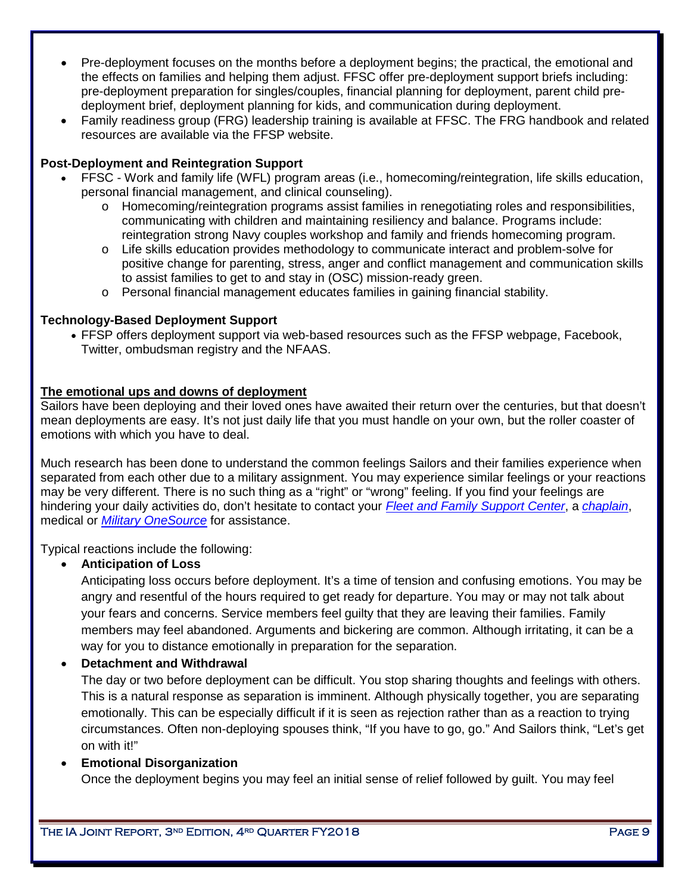- Pre-deployment focuses on the months before a deployment begins; the practical, the emotional and the effects on families and helping them adjust. FFSC offer pre-deployment support briefs including: pre-deployment preparation for singles/couples, financial planning for deployment, parent child pre-deployment brief, deployment planning for kids, and communication during deployment.
- Family readiness group (FRG) leadership training is available at FFSC. The FRG handbook and related resources are available via the FFSP website.

**Post-Deployment and Reintegration Support**

- FFSC - Work and family life (WFL) program areas (i.e., homecoming/reintegration, life skills education, personal financial management, and clinical counseling).
  - Homecoming/reintegration programs assist families in renegotiating roles and responsibilities, communicating with children and maintaining resiliency and balance. Programs include: reintegration strong Navy couples workshop and family and friends homecoming program.
  - Life skills education provides methodology to communicate interact and problem-solve for positive change for parenting, stress, anger and conflict management and communication skills to assist families to get to and stay in (OSC) mission-ready green.
  - Personal financial management educates families in gaining financial stability.

**Technology-Based Deployment Support**

- FFSP offers deployment support via web-based resources such as the FFSP webpage, Facebook, Twitter, ombudsman registry and the NFAAS.

**The emotional ups and downs of deployment**

Sailors have been deploying and their loved ones have awaited their return over the centuries, but that doesn't mean deployments are easy. It's not just daily life that you must handle on your own, but the roller coaster of emotions with which you have to deal.

Much research has been done to understand the common feelings Sailors and their families experience when separated from each other due to a military assignment. You may experience similar feelings or your reactions may be very different. There is no such thing as a "right" or "wrong" feeling. If you find your feelings are hindering your daily activities do, don't hesitate to contact your *Fleet and Family Support Center*, a *chaplain*, medical or *Military OneSource* for assistance.

Typical reactions include the following:

- **Anticipation of Loss**
  Anticipating loss occurs before deployment. It's a time of tension and confusing emotions. You may be angry and resentful of the hours required to get ready for departure. You may or may not talk about your fears and concerns. Service members feel guilty that they are leaving their families. Family members may feel abandoned. Arguments and bickering are common. Although irritating, it can be a way for you to distance emotionally in preparation for the separation.
- **Detachment and Withdrawal**
  The day or two before deployment can be difficult. You stop sharing thoughts and feelings with others. This is a natural response as separation is imminent. Although physically together, you are separating emotionally. This can be especially difficult if it is seen as rejection rather than as a reaction to trying circumstances. Often non-deploying spouses think, "If you have to go, go." And Sailors think, "Let's get on with it!"
- **Emotional Disorganization**
  Once the deployment begins you may feel an initial sense of relief followed by guilt. You may feel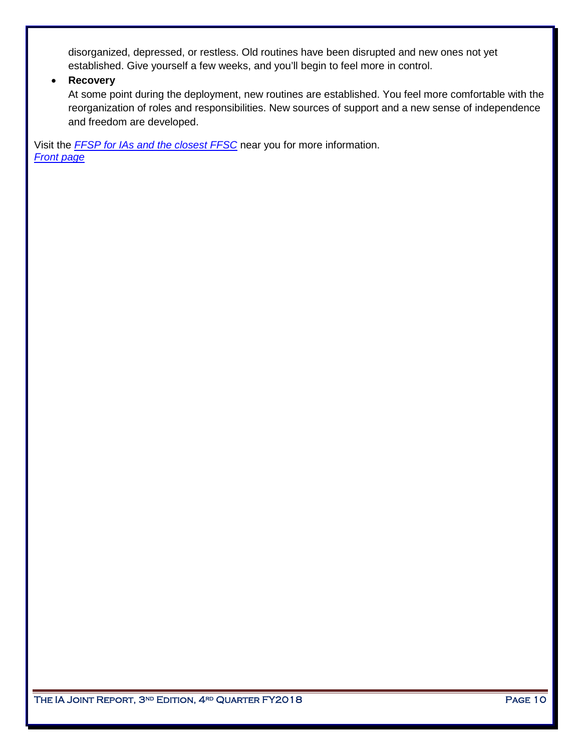disorganized, depressed, or restless. Old routines have been disrupted and new ones not yet established. Give yourself a few weeks, and you'll begin to feel more in control.

- **Recovery**
  At some point during the deployment, new routines are established. You feel more comfortable with the reorganization of roles and responsibilities. New sources of support and a new sense of independence and freedom are developed.

Visit the *FFSP for IAs and the closest FFSC* near you for more information.
*Front page*